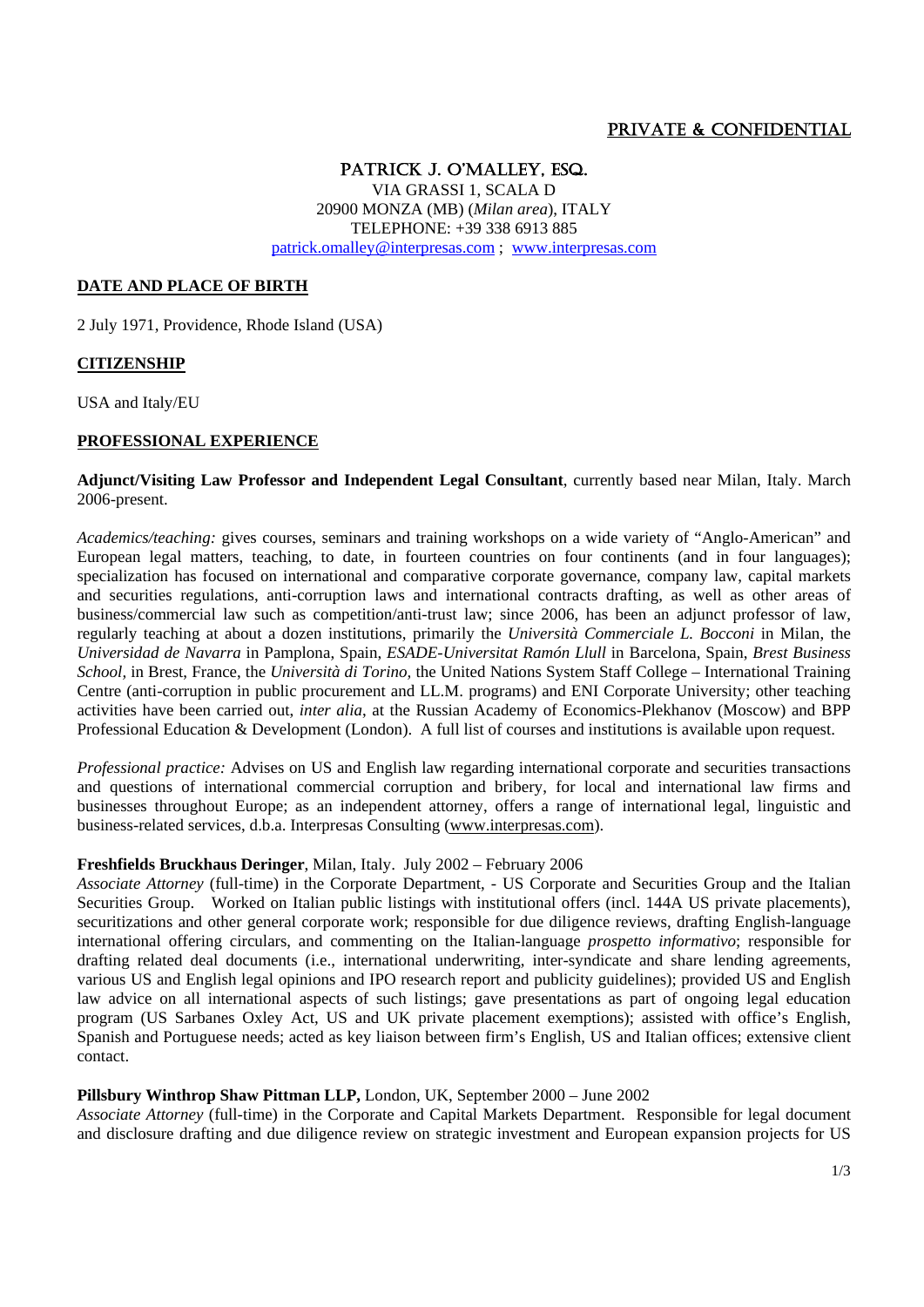PRIVATE & CONFIDENTIAL

# PATRICK J. O'MALLEY, ESQ.

VIA GRASSI 1, SCALA D
20900 MONZA (MB) (*Milan area*), ITALY
TELEPHONE: +39 338 6913 885
patrick.omalley@interpresas.com ; www.interpresas.com

## DATE AND PLACE OF BIRTH

2 July 1971, Providence, Rhode Island (USA)

## CITIZENSHIP

USA and Italy/EU

## PROFESSIONAL EXPERIENCE

**Adjunct/Visiting Law Professor and Independent Legal Consultant**, currently based near Milan, Italy. March 2006-present.

*Academics/teaching:* gives courses, seminars and training workshops on a wide variety of "Anglo-American" and European legal matters, teaching, to date, in fourteen countries on four continents (and in four languages); specialization has focused on international and comparative corporate governance, company law, capital markets and securities regulations, anti-corruption laws and international contracts drafting, as well as other areas of business/commercial law such as competition/anti-trust law; since 2006, has been an adjunct professor of law, regularly teaching at about a dozen institutions, primarily the *Università Commerciale L. Bocconi* in Milan, the *Universidad de Navarra* in Pamplona, Spain, *ESADE-Universitat Ramón Llull* in Barcelona, Spain, *Brest Business School,* in Brest, France, the *Università di Torino,* the United Nations System Staff College – International Training Centre (anti-corruption in public procurement and LL.M. programs) and ENI Corporate University; other teaching activities have been carried out, *inter alia*, at the Russian Academy of Economics-Plekhanov (Moscow) and BPP Professional Education & Development (London). A full list of courses and institutions is available upon request.

*Professional practice:* Advises on US and English law regarding international corporate and securities transactions and questions of international commercial corruption and bribery, for local and international law firms and businesses throughout Europe; as an independent attorney, offers a range of international legal, linguistic and business-related services, d.b.a. Interpresas Consulting (www.interpresas.com).

**Freshfields Bruckhaus Deringer**, Milan, Italy. July 2002 – February 2006
*Associate Attorney* (full-time) in the Corporate Department, - US Corporate and Securities Group and the Italian Securities Group. Worked on Italian public listings with institutional offers (incl. 144A US private placements), securitizations and other general corporate work; responsible for due diligence reviews, drafting English-language international offering circulars, and commenting on the Italian-language *prospetto informativo*; responsible for drafting related deal documents (i.e., international underwriting, inter-syndicate and share lending agreements, various US and English legal opinions and IPO research report and publicity guidelines); provided US and English law advice on all international aspects of such listings; gave presentations as part of ongoing legal education program (US Sarbanes Oxley Act, US and UK private placement exemptions); assisted with office's English, Spanish and Portuguese needs; acted as key liaison between firm's English, US and Italian offices; extensive client contact.

**Pillsbury Winthrop Shaw Pittman LLP,** London, UK, September 2000 – June 2002
*Associate Attorney* (full-time) in the Corporate and Capital Markets Department. Responsible for legal document and disclosure drafting and due diligence review on strategic investment and European expansion projects for US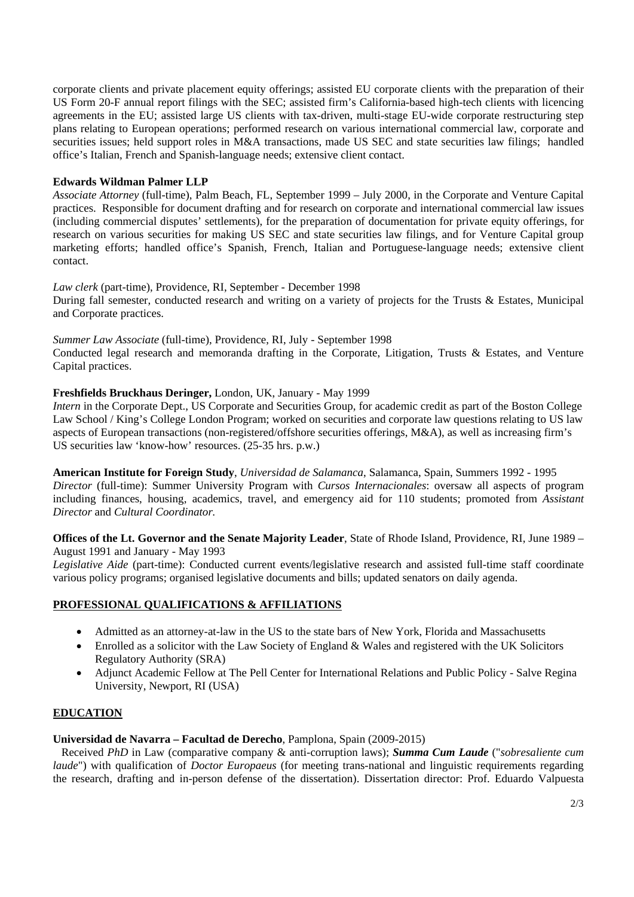corporate clients and private placement equity offerings; assisted EU corporate clients with the preparation of their US Form 20-F annual report filings with the SEC; assisted firm's California-based high-tech clients with licencing agreements in the EU; assisted large US clients with tax-driven, multi-stage EU-wide corporate restructuring step plans relating to European operations; performed research on various international commercial law, corporate and securities issues; held support roles in M&A transactions, made US SEC and state securities law filings; handled office's Italian, French and Spanish-language needs; extensive client contact.

**Edwards Wildman Palmer LLP**
*Associate Attorney* (full-time), Palm Beach, FL, September 1999 – July 2000, in the Corporate and Venture Capital practices. Responsible for document drafting and for research on corporate and international commercial law issues (including commercial disputes' settlements), for the preparation of documentation for private equity offerings, for research on various securities for making US SEC and state securities law filings, and for Venture Capital group marketing efforts; handled office's Spanish, French, Italian and Portuguese-language needs; extensive client contact.

*Law clerk* (part-time), Providence, RI, September - December 1998
During fall semester, conducted research and writing on a variety of projects for the Trusts & Estates, Municipal and Corporate practices.

*Summer Law Associate* (full-time), Providence, RI, July - September 1998
Conducted legal research and memoranda drafting in the Corporate, Litigation, Trusts & Estates, and Venture Capital practices.

**Freshfields Bruckhaus Deringer,** London, UK, January - May 1999
*Intern* in the Corporate Dept., US Corporate and Securities Group, for academic credit as part of the Boston College Law School / King's College London Program; worked on securities and corporate law questions relating to US law aspects of European transactions (non-registered/offshore securities offerings, M&A), as well as increasing firm's US securities law 'know-how' resources. (25-35 hrs. p.w.)

**American Institute for Foreign Study**, *Universidad de Salamanca*, Salamanca, Spain, Summers 1992 - 1995
*Director* (full-time): Summer University Program with *Cursos Internacionales*: oversaw all aspects of program including finances, housing, academics, travel, and emergency aid for 110 students; promoted from *Assistant Director* and *Cultural Coordinator.*

**Offices of the Lt. Governor and the Senate Majority Leader**, State of Rhode Island, Providence, RI, June 1989 – August 1991 and January - May 1993
*Legislative Aide* (part-time): Conducted current events/legislative research and assisted full-time staff coordinate various policy programs; organised legislative documents and bills; updated senators on daily agenda.

## PROFESSIONAL QUALIFICATIONS & AFFILIATIONS

- Admitted as an attorney-at-law in the US to the state bars of New York, Florida and Massachusetts
- Enrolled as a solicitor with the Law Society of England & Wales and registered with the UK Solicitors Regulatory Authority (SRA)
- Adjunct Academic Fellow at The Pell Center for International Relations and Public Policy - Salve Regina University, Newport, RI (USA)

## EDUCATION

**Universidad de Navarra – Facultad de Derecho**, Pamplona, Spain (2009-2015)
Received *PhD* in Law (comparative company & anti-corruption laws); ***Summa Cum Laude*** ("*sobresaliente cum laude*") with qualification of *Doctor Europaeus* (for meeting trans-national and linguistic requirements regarding the research, drafting and in-person defense of the dissertation). Dissertation director: Prof. Eduardo Valpuesta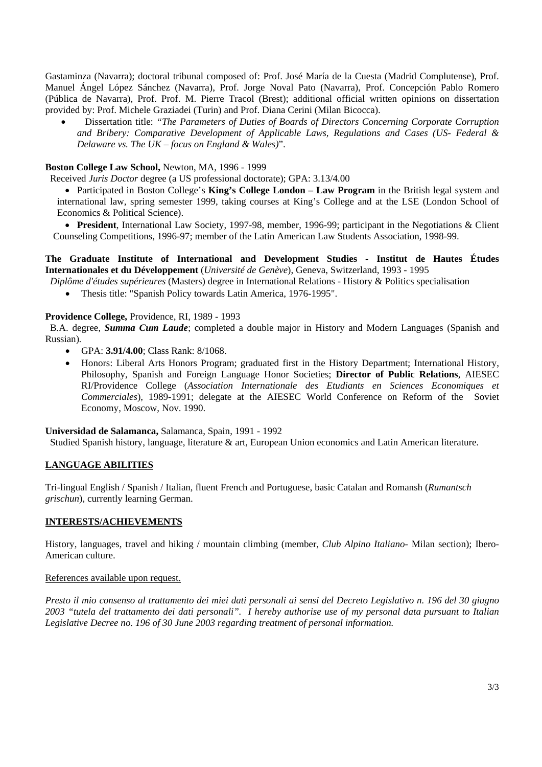Gastaminza (Navarra); doctoral tribunal composed of: Prof. José María de la Cuesta (Madrid Complutense), Prof. Manuel Ángel López Sánchez (Navarra), Prof. Jorge Noval Pato (Navarra), Prof. Concepción Pablo Romero (Pública de Navarra), Prof. Prof. M. Pierre Tracol (Brest); additional official written opinions on dissertation provided by: Prof. Michele Graziadei (Turin) and Prof. Diana Cerini (Milan Bicocca).

- Dissertation title: *"The Parameters of Duties of Boards of Directors Concerning Corporate Corruption and Bribery: Comparative Development of Applicable Laws, Regulations and Cases (US- Federal & Delaware vs. The UK – focus on England & Wales)*".

**Boston College Law School,** Newton, MA, 1996 - 1999

Received *Juris Doctor* degree (a US professional doctorate); GPA: 3.13/4.00

- Participated in Boston College's **King's College London – Law Program** in the British legal system and international law, spring semester 1999, taking courses at King's College and at the LSE (London School of Economics & Political Science).
- **President**, International Law Society, 1997-98, member, 1996-99; participant in the Negotiations & Client Counseling Competitions, 1996-97; member of the Latin American Law Students Association, 1998-99.

**The Graduate Institute of International and Development Studies - Institut de Hautes Études Internationales et du Développement** (*Université de Genève*), Geneva, Switzerland, 1993 - 1995

*Diplôme d'études supérieures* (Masters) degree in International Relations - History & Politics specialisation

- Thesis title: "Spanish Policy towards Latin America, 1976-1995".

**Providence College,** Providence, RI, 1989 - 1993

B.A. degree, ***Summa Cum Laude***; completed a double major in History and Modern Languages (Spanish and Russian).

- GPA: **3.91/4.00**; Class Rank: 8/1068.
- Honors: Liberal Arts Honors Program; graduated first in the History Department; International History, Philosophy, Spanish and Foreign Language Honor Societies; **Director of Public Relations**, AIESEC RI/Providence College (*Association Internationale des Etudiants en Sciences Economiques et Commerciales*), 1989-1991; delegate at the AIESEC World Conference on Reform of the Soviet Economy, Moscow, Nov. 1990.

**Universidad de Salamanca,** Salamanca, Spain, 1991 - 1992

Studied Spanish history, language, literature & art, European Union economics and Latin American literature.

## LANGUAGE ABILITIES

Tri-lingual English / Spanish / Italian, fluent French and Portuguese, basic Catalan and Romansh (*Rumantsch grischun*), currently learning German.

## INTERESTS/ACHIEVEMENTS

History, languages, travel and hiking / mountain climbing (member, *Club Alpino Italiano*- Milan section); Ibero-American culture.

References available upon request.

*Presto il mio consenso al trattamento dei miei dati personali ai sensi del Decreto Legislativo n. 196 del 30 giugno 2003 "tutela del trattamento dei dati personali". I hereby authorise use of my personal data pursuant to Italian Legislative Decree no. 196 of 30 June 2003 regarding treatment of personal information.*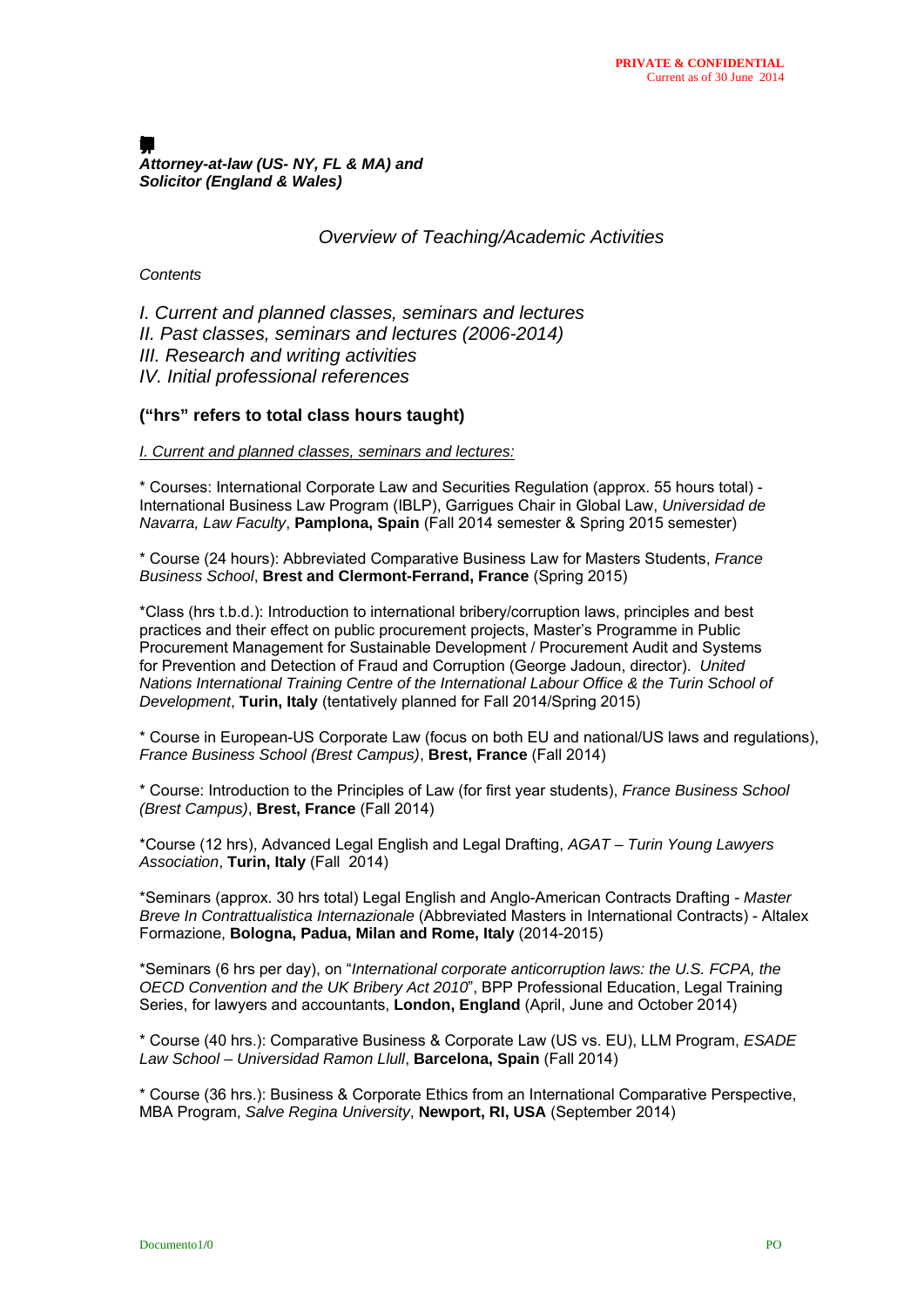PRIVATE & CONFIDENTIAL
Current as of 30 June 2014

***Attorney-at-law (US- NY, FL & MA) and***
***Solicitor (England & Wales)***

*Overview of Teaching/Academic Activities*

*Contents*

*I. Current and planned classes, seminars and lectures*
*II. Past classes, seminars and lectures (2006-2014)*
*III. Research and writing activities*
*IV. Initial professional references*

**("hrs" refers to total class hours taught)**

*I. Current and planned classes, seminars and lectures:*

* Courses: International Corporate Law and Securities Regulation (approx. 55 hours total) - International Business Law Program (IBLP), Garrigues Chair in Global Law, *Universidad de Navarra, Law Faculty*, **Pamplona, Spain** (Fall 2014 semester & Spring 2015 semester)

* Course (24 hours): Abbreviated Comparative Business Law for Masters Students, *France Business School*, **Brest and Clermont-Ferrand, France** (Spring 2015)

*Class (hrs t.b.d.): Introduction to international bribery/corruption laws, principles and best practices and their effect on public procurement projects, Master's Programme in Public Procurement Management for Sustainable Development / Procurement Audit and Systems for Prevention and Detection of Fraud and Corruption (George Jadoun, director). *United Nations International Training Centre of the International Labour Office & the Turin School of Development*, **Turin, Italy** (tentatively planned for Fall 2014/Spring 2015)

* Course in European-US Corporate Law (focus on both EU and national/US laws and regulations), *France Business School (Brest Campus)*, **Brest, France** (Fall 2014)

* Course: Introduction to the Principles of Law (for first year students), *France Business School (Brest Campus)*, **Brest, France** (Fall 2014)

*Course (12 hrs), Advanced Legal English and Legal Drafting, *AGAT – Turin Young Lawyers Association*, **Turin, Italy** (Fall 2014)

*Seminars (approx. 30 hrs total) Legal English and Anglo-American Contracts Drafting - *Master Breve In Contrattualistica Internazionale* (Abbreviated Masters in International Contracts) - Altalex Formazione, **Bologna, Padua, Milan and Rome, Italy** (2014-2015)

*Seminars (6 hrs per day), on "*International corporate anticorruption laws: the U.S. FCPA, the OECD Convention and the UK Bribery Act 2010*", BPP Professional Education, Legal Training Series, for lawyers and accountants, **London, England** (April, June and October 2014)

* Course (40 hrs.): Comparative Business & Corporate Law (US vs. EU), LLM Program, *ESADE Law School – Universidad Ramon Llull*, **Barcelona, Spain** (Fall 2014)

* Course (36 hrs.): Business & Corporate Ethics from an International Comparative Perspective, MBA Program, *Salve Regina University*, **Newport, RI, USA** (September 2014)

Documento1/0 PO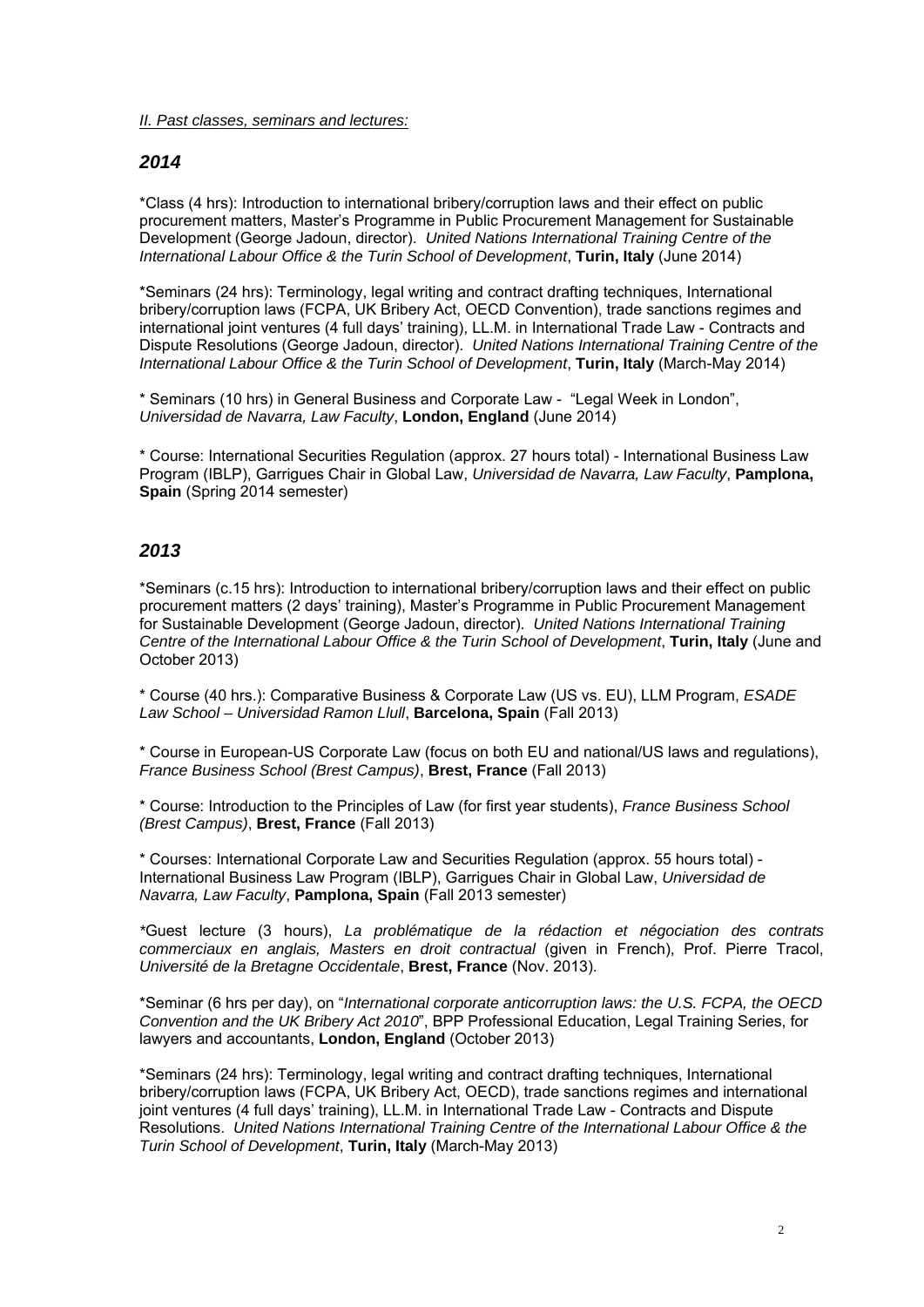*II. Past classes, seminars and lectures:*

## *2014*

*Class (4 hrs): Introduction to international bribery/corruption laws and their effect on public procurement matters, Master's Programme in Public Procurement Management for Sustainable Development (George Jadoun, director). *United Nations International Training Centre of the International Labour Office & the Turin School of Development*, **Turin, Italy** (June 2014)

*Seminars (24 hrs): Terminology, legal writing and contract drafting techniques, International bribery/corruption laws (FCPA, UK Bribery Act, OECD Convention), trade sanctions regimes and international joint ventures (4 full days' training), LL.M. in International Trade Law - Contracts and Dispute Resolutions (George Jadoun, director). *United Nations International Training Centre of the International Labour Office & the Turin School of Development*, **Turin, Italy** (March-May 2014)

* Seminars (10 hrs) in General Business and Corporate Law - "Legal Week in London", *Universidad de Navarra, Law Faculty*, **London, England** (June 2014)

* Course: International Securities Regulation (approx. 27 hours total) - International Business Law Program (IBLP), Garrigues Chair in Global Law, *Universidad de Navarra, Law Faculty*, **Pamplona, Spain** (Spring 2014 semester)

## *2013*

*Seminars (c.15 hrs): Introduction to international bribery/corruption laws and their effect on public procurement matters (2 days' training), Master's Programme in Public Procurement Management for Sustainable Development (George Jadoun, director). *United Nations International Training Centre of the International Labour Office & the Turin School of Development*, **Turin, Italy** (June and October 2013)

* Course (40 hrs.): Comparative Business & Corporate Law (US vs. EU), LLM Program, *ESADE Law School – Universidad Ramon Llull*, **Barcelona, Spain** (Fall 2013)

* Course in European-US Corporate Law (focus on both EU and national/US laws and regulations), *France Business School (Brest Campus)*, **Brest, France** (Fall 2013)

* Course: Introduction to the Principles of Law (for first year students), *France Business School (Brest Campus)*, **Brest, France** (Fall 2013)

* Courses: International Corporate Law and Securities Regulation (approx. 55 hours total) - International Business Law Program (IBLP), Garrigues Chair in Global Law, *Universidad de Navarra, Law Faculty*, **Pamplona, Spain** (Fall 2013 semester)

*Guest lecture (3 hours), *La problématique de la rédaction et négociation des contrats commerciaux en anglais, Masters en droit contractual* (given in French), Prof. Pierre Tracol, *Université de la Bretagne Occidentale*, **Brest, France** (Nov. 2013).

*Seminar (6 hrs per day), on "*International corporate anticorruption laws: the U.S. FCPA, the OECD Convention and the UK Bribery Act 2010*", BPP Professional Education, Legal Training Series, for lawyers and accountants, **London, England** (October 2013)

*Seminars (24 hrs): Terminology, legal writing and contract drafting techniques, International bribery/corruption laws (FCPA, UK Bribery Act, OECD), trade sanctions regimes and international joint ventures (4 full days' training), LL.M. in International Trade Law - Contracts and Dispute Resolutions. *United Nations International Training Centre of the International Labour Office & the Turin School of Development*, **Turin, Italy** (March-May 2013)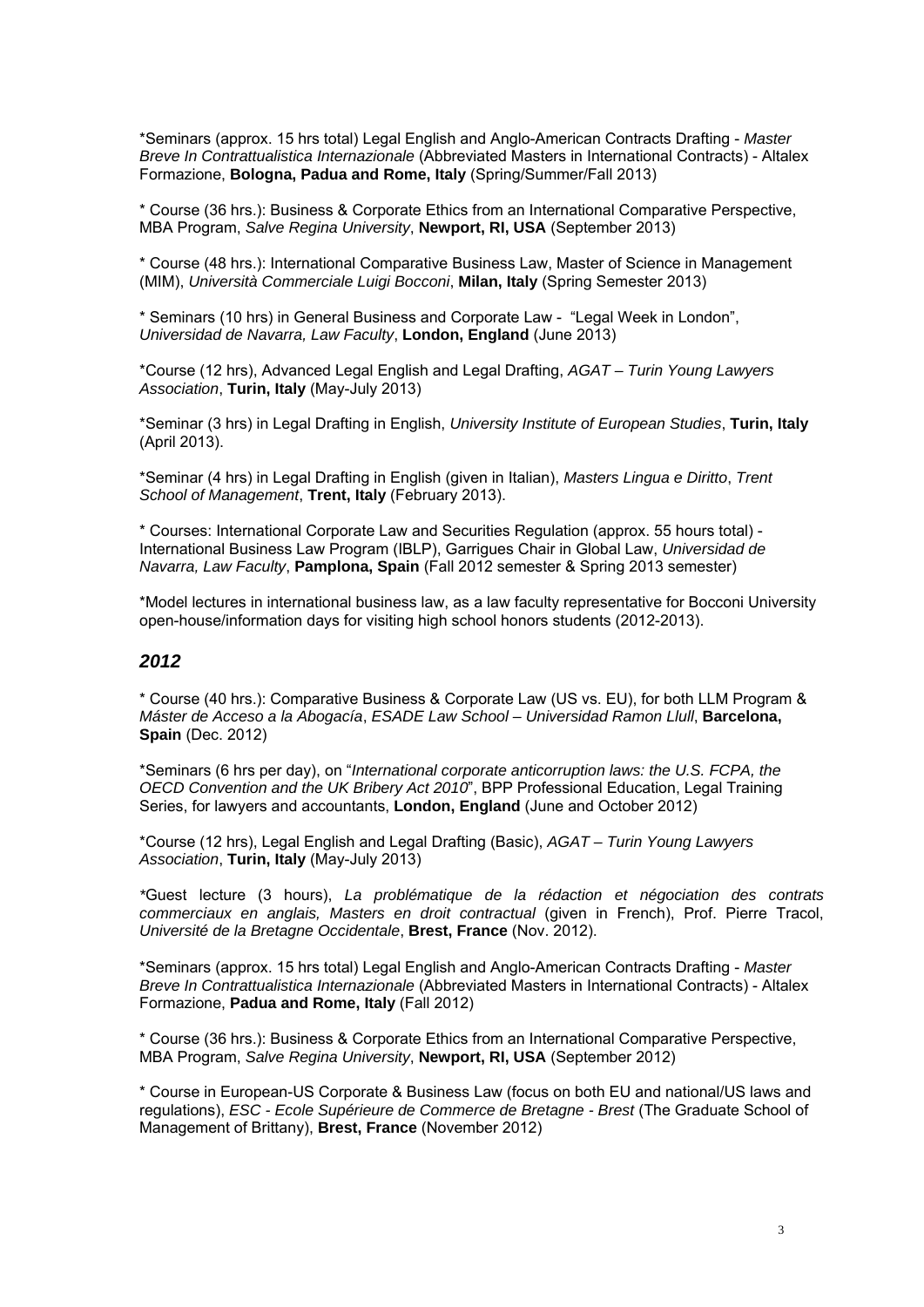*Seminars (approx. 15 hrs total) Legal English and Anglo-American Contracts Drafting - *Master Breve In Contrattualistica Internazionale* (Abbreviated Masters in International Contracts) - Altalex Formazione, **Bologna, Padua and Rome, Italy** (Spring/Summer/Fall 2013)

* Course (36 hrs.): Business & Corporate Ethics from an International Comparative Perspective, MBA Program, *Salve Regina University*, **Newport, RI, USA** (September 2013)

* Course (48 hrs.): International Comparative Business Law, Master of Science in Management (MIM), *Università Commerciale Luigi Bocconi*, **Milan, Italy** (Spring Semester 2013)

* Seminars (10 hrs) in General Business and Corporate Law - "Legal Week in London", *Universidad de Navarra, Law Faculty*, **London, England** (June 2013)

*Course (12 hrs), Advanced Legal English and Legal Drafting, *AGAT – Turin Young Lawyers Association*, **Turin, Italy** (May-July 2013)

*Seminar (3 hrs) in Legal Drafting in English, *University Institute of European Studies*, **Turin, Italy** (April 2013).

*Seminar (4 hrs) in Legal Drafting in English (given in Italian), *Masters Lingua e Diritto*, *Trent School of Management*, **Trent, Italy** (February 2013).

* Courses: International Corporate Law and Securities Regulation (approx. 55 hours total) - International Business Law Program (IBLP), Garrigues Chair in Global Law, *Universidad de Navarra, Law Faculty*, **Pamplona, Spain** (Fall 2012 semester & Spring 2013 semester)

*Model lectures in international business law, as a law faculty representative for Bocconi University open-house/information days for visiting high school honors students (2012-2013).

## *2012*

* Course (40 hrs.): Comparative Business & Corporate Law (US vs. EU), for both LLM Program & *Máster de Acceso a la Abogacía*, *ESADE Law School – Universidad Ramon Llull*, **Barcelona, Spain** (Dec. 2012)

*Seminars (6 hrs per day), on "*International corporate anticorruption laws: the U.S. FCPA, the OECD Convention and the UK Bribery Act 2010*", BPP Professional Education, Legal Training Series, for lawyers and accountants, **London, England** (June and October 2012)

*Course (12 hrs), Legal English and Legal Drafting (Basic), *AGAT – Turin Young Lawyers Association*, **Turin, Italy** (May-July 2013)

*Guest lecture (3 hours), *La problématique de la rédaction et négociation des contrats commerciaux en anglais, Masters en droit contractual* (given in French), Prof. Pierre Tracol, *Université de la Bretagne Occidentale*, **Brest, France** (Nov. 2012).

*Seminars (approx. 15 hrs total) Legal English and Anglo-American Contracts Drafting - *Master Breve In Contrattualistica Internazionale* (Abbreviated Masters in International Contracts) - Altalex Formazione, **Padua and Rome, Italy** (Fall 2012)

* Course (36 hrs.): Business & Corporate Ethics from an International Comparative Perspective, MBA Program, *Salve Regina University*, **Newport, RI, USA** (September 2012)

* Course in European-US Corporate & Business Law (focus on both EU and national/US laws and regulations), *ESC - Ecole Supérieure de Commerce de Bretagne - Brest* (The Graduate School of Management of Brittany), **Brest, France** (November 2012)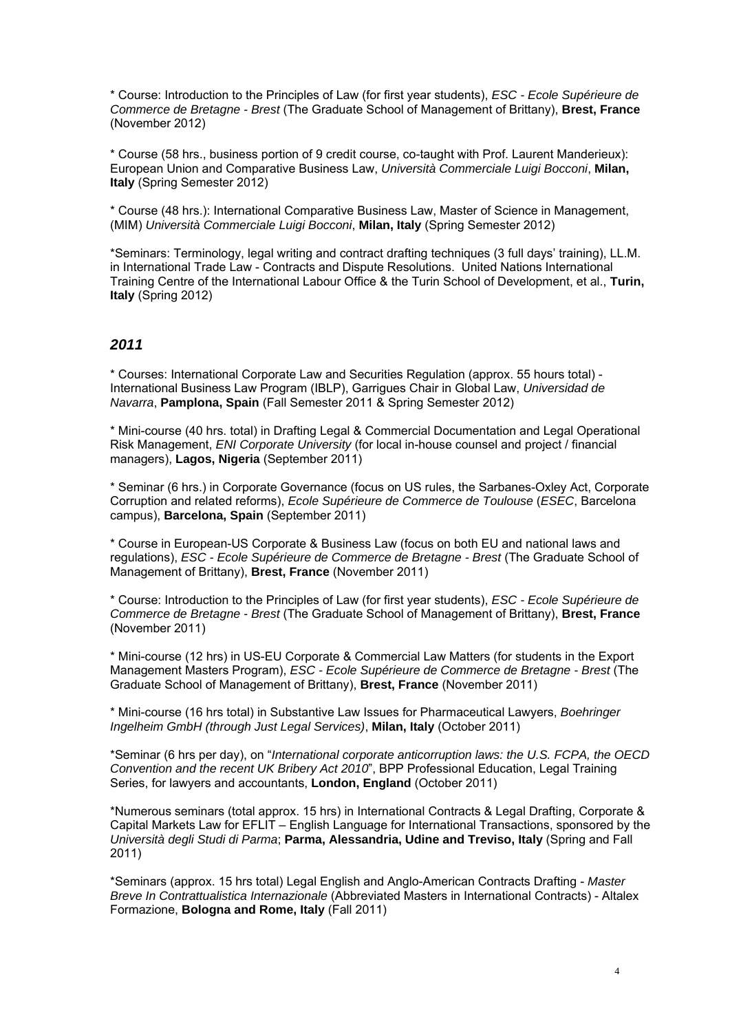\* Course: Introduction to the Principles of Law (for first year students), *ESC - Ecole Supérieure de Commerce de Bretagne - Brest* (The Graduate School of Management of Brittany), **Brest, France** (November 2012)

\* Course (58 hrs., business portion of 9 credit course, co-taught with Prof. Laurent Manderieux): European Union and Comparative Business Law, *Università Commerciale Luigi Bocconi*, **Milan, Italy** (Spring Semester 2012)

\* Course (48 hrs.): International Comparative Business Law, Master of Science in Management, (MIM) *Università Commerciale Luigi Bocconi*, **Milan, Italy** (Spring Semester 2012)

\*Seminars: Terminology, legal writing and contract drafting techniques (3 full days' training), LL.M. in International Trade Law - Contracts and Dispute Resolutions. United Nations International Training Centre of the International Labour Office & the Turin School of Development, et al., **Turin, Italy** (Spring 2012)

## *2011*

\* Courses: International Corporate Law and Securities Regulation (approx. 55 hours total) - International Business Law Program (IBLP), Garrigues Chair in Global Law, *Universidad de Navarra*, **Pamplona, Spain** (Fall Semester 2011 & Spring Semester 2012)

\* Mini-course (40 hrs. total) in Drafting Legal & Commercial Documentation and Legal Operational Risk Management, *ENI Corporate University* (for local in-house counsel and project / financial managers), **Lagos, Nigeria** (September 2011)

\* Seminar (6 hrs.) in Corporate Governance (focus on US rules, the Sarbanes-Oxley Act, Corporate Corruption and related reforms), *Ecole Supérieure de Commerce de Toulouse* (*ESEC*, Barcelona campus), **Barcelona, Spain** (September 2011)

\* Course in European-US Corporate & Business Law (focus on both EU and national laws and regulations), *ESC - Ecole Supérieure de Commerce de Bretagne - Brest* (The Graduate School of Management of Brittany), **Brest, France** (November 2011)

\* Course: Introduction to the Principles of Law (for first year students), *ESC - Ecole Supérieure de Commerce de Bretagne - Brest* (The Graduate School of Management of Brittany), **Brest, France** (November 2011)

\* Mini-course (12 hrs) in US-EU Corporate & Commercial Law Matters (for students in the Export Management Masters Program), *ESC - Ecole Supérieure de Commerce de Bretagne - Brest* (The Graduate School of Management of Brittany), **Brest, France** (November 2011)

\* Mini-course (16 hrs total) in Substantive Law Issues for Pharmaceutical Lawyers, *Boehringer Ingelheim GmbH (through Just Legal Services)*, **Milan, Italy** (October 2011)

\*Seminar (6 hrs per day), on "*International corporate anticorruption laws: the U.S. FCPA, the OECD Convention and the recent UK Bribery Act 2010*", BPP Professional Education, Legal Training Series, for lawyers and accountants, **London, England** (October 2011)

\*Numerous seminars (total approx. 15 hrs) in International Contracts & Legal Drafting, Corporate & Capital Markets Law for EFLIT – English Language for International Transactions, sponsored by the *Università degli Studi di Parma*; **Parma, Alessandria, Udine and Treviso, Italy** (Spring and Fall 2011)

\*Seminars (approx. 15 hrs total) Legal English and Anglo-American Contracts Drafting - *Master Breve In Contrattualistica Internazionale* (Abbreviated Masters in International Contracts) - Altalex Formazione, **Bologna and Rome, Italy** (Fall 2011)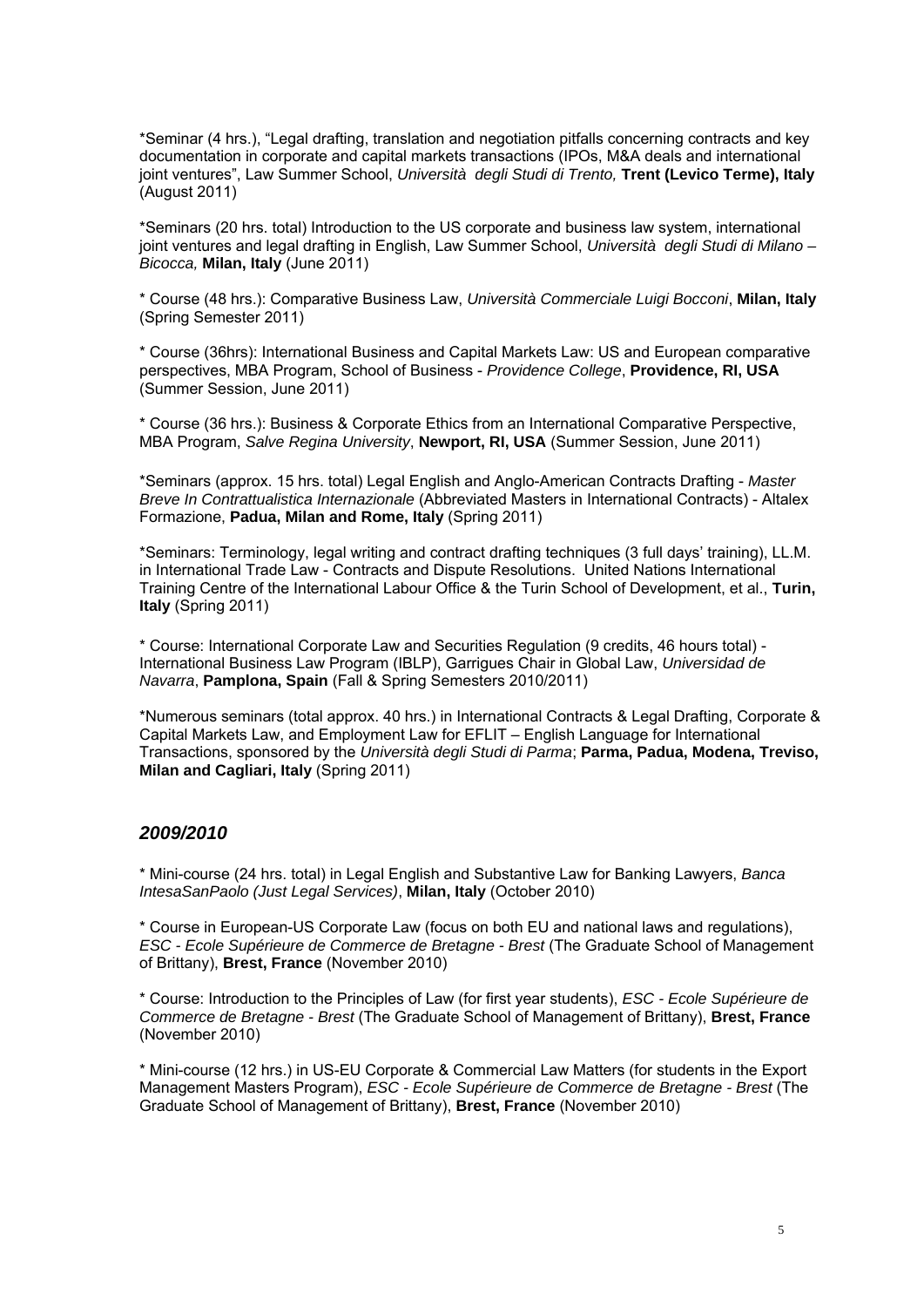*Seminar (4 hrs.), “Legal drafting, translation and negotiation pitfalls concerning contracts and key documentation in corporate and capital markets transactions (IPOs, M&A deals and international joint ventures”, Law Summer School, *Università degli Studi di Trento,* **Trent (Levico Terme), Italy** (August 2011)

*Seminars (20 hrs. total) Introduction to the US corporate and business law system, international joint ventures and legal drafting in English, Law Summer School, *Università degli Studi di Milano – Bicocca,* **Milan, Italy** (June 2011)

* Course (48 hrs.): Comparative Business Law, *Università Commerciale Luigi Bocconi*, **Milan, Italy** (Spring Semester 2011)

* Course (36hrs): International Business and Capital Markets Law: US and European comparative perspectives, MBA Program, School of Business - *Providence College*, **Providence, RI, USA** (Summer Session, June 2011)

* Course (36 hrs.): Business & Corporate Ethics from an International Comparative Perspective, MBA Program, *Salve Regina University*, **Newport, RI, USA** (Summer Session, June 2011)

*Seminars (approx. 15 hrs. total) Legal English and Anglo-American Contracts Drafting - *Master Breve In Contrattualistica Internazionale* (Abbreviated Masters in International Contracts) - Altalex Formazione, **Padua, Milan and Rome, Italy** (Spring 2011)

*Seminars: Terminology, legal writing and contract drafting techniques (3 full days' training), LL.M. in International Trade Law - Contracts and Dispute Resolutions. United Nations International Training Centre of the International Labour Office & the Turin School of Development, et al., **Turin, Italy** (Spring 2011)

* Course: International Corporate Law and Securities Regulation (9 credits, 46 hours total) - International Business Law Program (IBLP), Garrigues Chair in Global Law, *Universidad de Navarra*, **Pamplona, Spain** (Fall & Spring Semesters 2010/2011)

*Numerous seminars (total approx. 40 hrs.) in International Contracts & Legal Drafting, Corporate & Capital Markets Law, and Employment Law for EFLIT – English Language for International Transactions, sponsored by the *Università degli Studi di Parma*; **Parma, Padua, Modena, Treviso, Milan and Cagliari, Italy** (Spring 2011)

## *2009/2010*

* Mini-course (24 hrs. total) in Legal English and Substantive Law for Banking Lawyers, *Banca IntesaSanPaolo (Just Legal Services)*, **Milan, Italy** (October 2010)

* Course in European-US Corporate Law (focus on both EU and national laws and regulations), *ESC - Ecole Supérieure de Commerce de Bretagne - Brest* (The Graduate School of Management of Brittany), **Brest, France** (November 2010)

* Course: Introduction to the Principles of Law (for first year students), *ESC - Ecole Supérieure de Commerce de Bretagne - Brest* (The Graduate School of Management of Brittany), **Brest, France** (November 2010)

* Mini-course (12 hrs.) in US-EU Corporate & Commercial Law Matters (for students in the Export Management Masters Program), *ESC - Ecole Supérieure de Commerce de Bretagne - Brest* (The Graduate School of Management of Brittany), **Brest, France** (November 2010)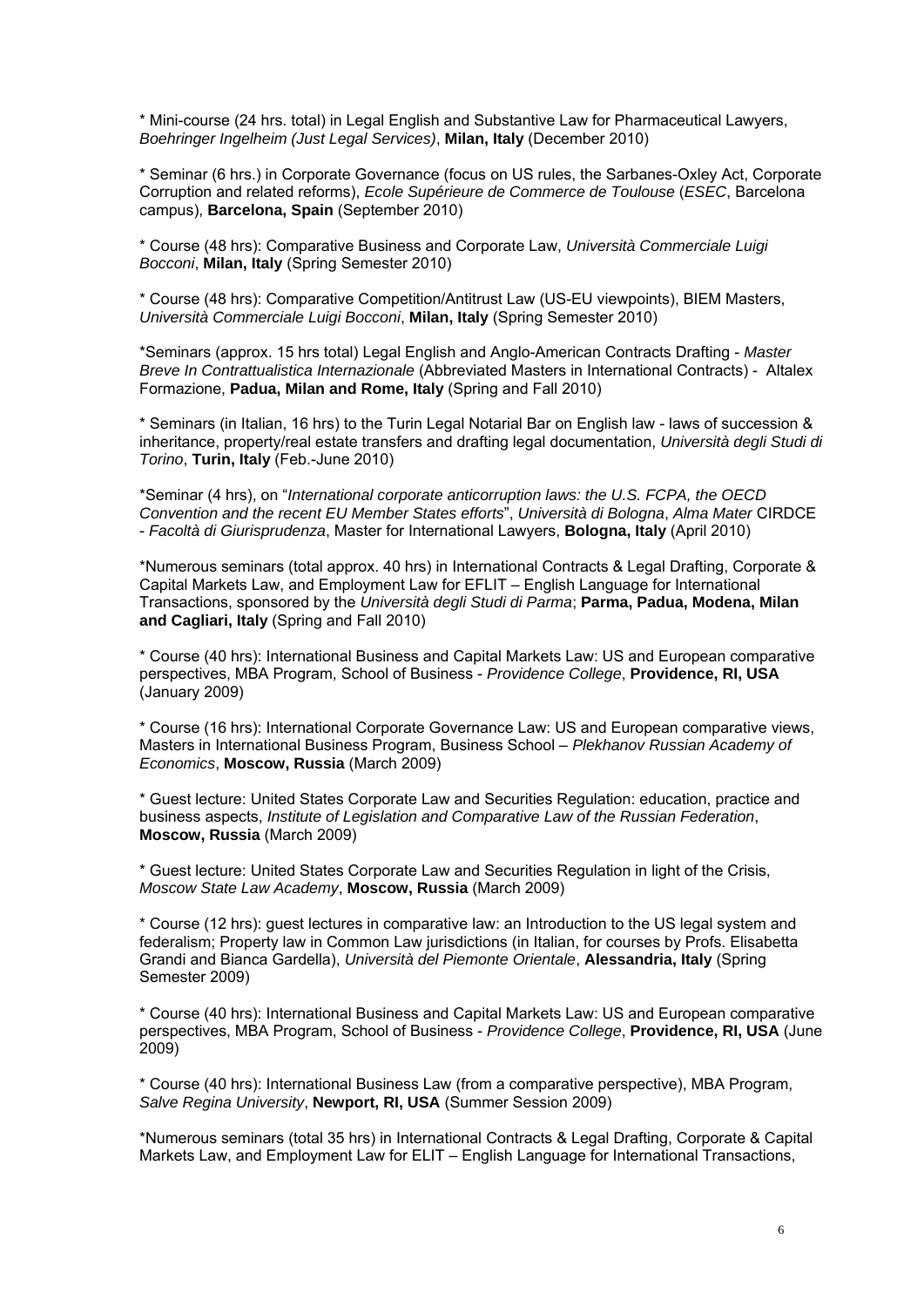* Mini-course (24 hrs. total) in Legal English and Substantive Law for Pharmaceutical Lawyers, *Boehringer Ingelheim (Just Legal Services)*, **Milan, Italy** (December 2010)

* Seminar (6 hrs.) in Corporate Governance (focus on US rules, the Sarbanes-Oxley Act, Corporate Corruption and related reforms), *Ecole Supérieure de Commerce de Toulouse* (*ESEC*, Barcelona campus), **Barcelona, Spain** (September 2010)

* Course (48 hrs): Comparative Business and Corporate Law, *Università Commerciale Luigi Bocconi*, **Milan, Italy** (Spring Semester 2010)

* Course (48 hrs): Comparative Competition/Antitrust Law (US-EU viewpoints), BIEM Masters, *Università Commerciale Luigi Bocconi*, **Milan, Italy** (Spring Semester 2010)

*Seminars (approx. 15 hrs total) Legal English and Anglo-American Contracts Drafting - *Master Breve In Contrattualistica Internazionale* (Abbreviated Masters in International Contracts) - Altalex Formazione, **Padua, Milan and Rome, Italy** (Spring and Fall 2010)

* Seminars (in Italian, 16 hrs) to the Turin Legal Notarial Bar on English law - laws of succession & inheritance, property/real estate transfers and drafting legal documentation, *Università degli Studi di Torino*, **Turin, Italy** (Feb.-June 2010)

*Seminar (4 hrs), on "*International corporate anticorruption laws: the U.S. FCPA, the OECD Convention and the recent EU Member States efforts*", *Università di Bologna*, *Alma Mater* CIRDCE - *Facoltà di Giurisprudenza*, Master for International Lawyers, **Bologna, Italy** (April 2010)

*Numerous seminars (total approx. 40 hrs) in International Contracts & Legal Drafting, Corporate & Capital Markets Law, and Employment Law for EFLIT – English Language for International Transactions, sponsored by the *Università degli Studi di Parma*; **Parma, Padua, Modena, Milan and Cagliari, Italy** (Spring and Fall 2010)

* Course (40 hrs): International Business and Capital Markets Law: US and European comparative perspectives, MBA Program, School of Business - *Providence College*, **Providence, RI, USA** (January 2009)

* Course (16 hrs): International Corporate Governance Law: US and European comparative views, Masters in International Business Program, Business School – *Plekhanov Russian Academy of Economics*, **Moscow, Russia** (March 2009)

* Guest lecture: United States Corporate Law and Securities Regulation: education, practice and business aspects, *Institute of Legislation and Comparative Law of the Russian Federation*, **Moscow, Russia** (March 2009)

* Guest lecture: United States Corporate Law and Securities Regulation in light of the Crisis, *Moscow State Law Academy*, **Moscow, Russia** (March 2009)

* Course (12 hrs): guest lectures in comparative law: an Introduction to the US legal system and federalism; Property law in Common Law jurisdictions (in Italian, for courses by Profs. Elisabetta Grandi and Bianca Gardella), *Università del Piemonte Orientale*, **Alessandria, Italy** (Spring Semester 2009)

* Course (40 hrs): International Business and Capital Markets Law: US and European comparative perspectives, MBA Program, School of Business - *Providence College*, **Providence, RI, USA** (June 2009)

* Course (40 hrs): International Business Law (from a comparative perspective), MBA Program, *Salve Regina University*, **Newport, RI, USA** (Summer Session 2009)

*Numerous seminars (total 35 hrs) in International Contracts & Legal Drafting, Corporate & Capital Markets Law, and Employment Law for ELIT – English Language for International Transactions,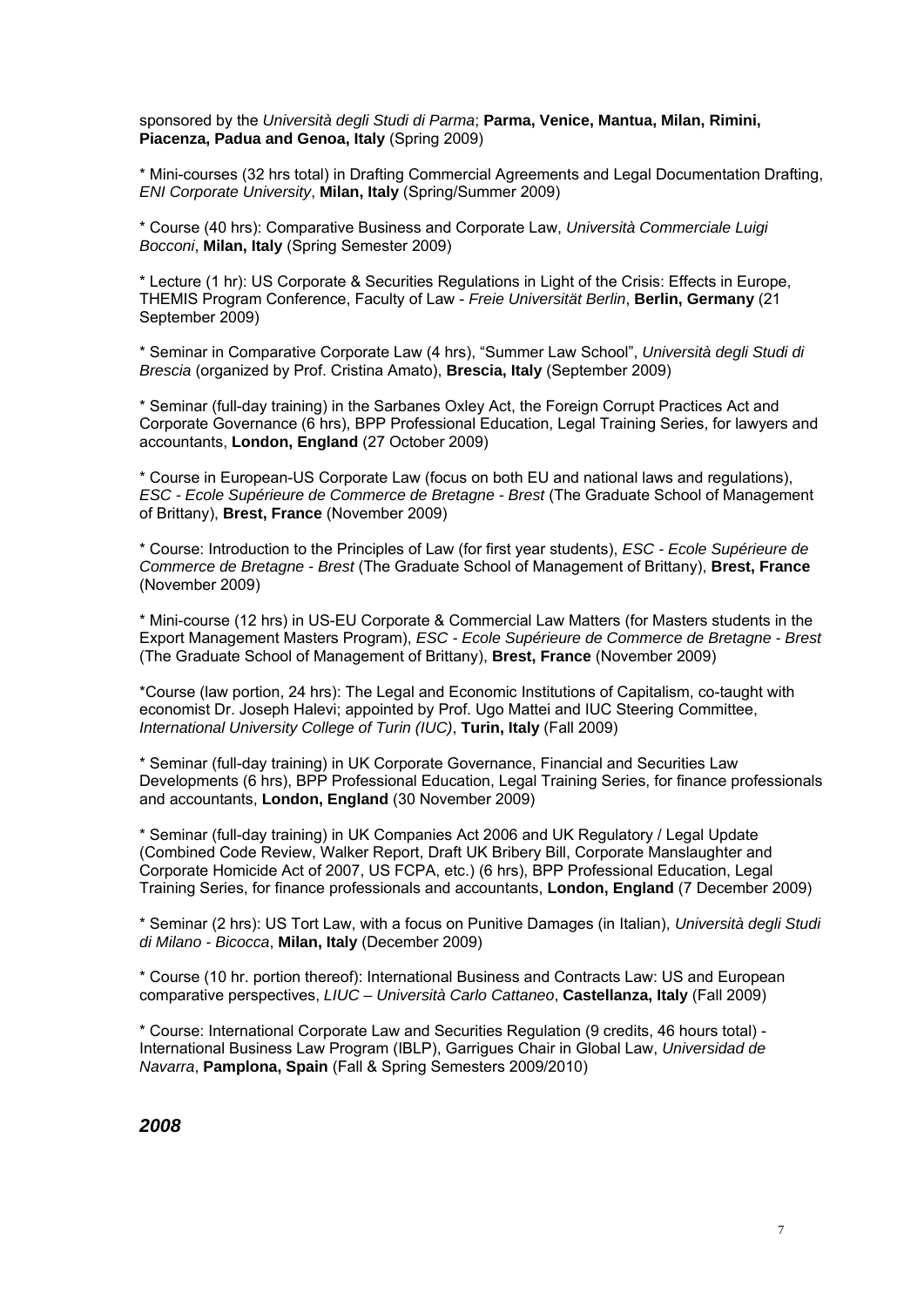sponsored by the *Università degli Studi di Parma*; **Parma, Venice, Mantua, Milan, Rimini, Piacenza, Padua and Genoa, Italy** (Spring 2009)

* Mini-courses (32 hrs total) in Drafting Commercial Agreements and Legal Documentation Drafting, *ENI Corporate University*, **Milan, Italy** (Spring/Summer 2009)

* Course (40 hrs): Comparative Business and Corporate Law, *Università Commerciale Luigi Bocconi*, **Milan, Italy** (Spring Semester 2009)

* Lecture (1 hr): US Corporate & Securities Regulations in Light of the Crisis: Effects in Europe, THEMIS Program Conference, Faculty of Law - *Freie Universität Berlin*, **Berlin, Germany** (21 September 2009)

* Seminar in Comparative Corporate Law (4 hrs), "Summer Law School", *Università degli Studi di Brescia* (organized by Prof. Cristina Amato), **Brescia, Italy** (September 2009)

* Seminar (full-day training) in the Sarbanes Oxley Act, the Foreign Corrupt Practices Act and Corporate Governance (6 hrs), BPP Professional Education, Legal Training Series, for lawyers and accountants, **London, England** (27 October 2009)

* Course in European-US Corporate Law (focus on both EU and national laws and regulations), *ESC - Ecole Supérieure de Commerce de Bretagne - Brest* (The Graduate School of Management of Brittany), **Brest, France** (November 2009)

* Course: Introduction to the Principles of Law (for first year students), *ESC - Ecole Supérieure de Commerce de Bretagne - Brest* (The Graduate School of Management of Brittany), **Brest, France** (November 2009)

* Mini-course (12 hrs) in US-EU Corporate & Commercial Law Matters (for Masters students in the Export Management Masters Program), *ESC - Ecole Supérieure de Commerce de Bretagne - Brest* (The Graduate School of Management of Brittany), **Brest, France** (November 2009)

*Course (law portion, 24 hrs): The Legal and Economic Institutions of Capitalism, co-taught with economist Dr. Joseph Halevi; appointed by Prof. Ugo Mattei and IUC Steering Committee, *International University College of Turin (IUC)*, **Turin, Italy** (Fall 2009)

* Seminar (full-day training) in UK Corporate Governance, Financial and Securities Law Developments (6 hrs), BPP Professional Education, Legal Training Series, for finance professionals and accountants, **London, England** (30 November 2009)

* Seminar (full-day training) in UK Companies Act 2006 and UK Regulatory / Legal Update (Combined Code Review, Walker Report, Draft UK Bribery Bill, Corporate Manslaughter and Corporate Homicide Act of 2007, US FCPA, etc.) (6 hrs), BPP Professional Education, Legal Training Series, for finance professionals and accountants, **London, England** (7 December 2009)

* Seminar (2 hrs): US Tort Law, with a focus on Punitive Damages (in Italian), *Università degli Studi di Milano - Bicocca*, **Milan, Italy** (December 2009)

* Course (10 hr. portion thereof): International Business and Contracts Law: US and European comparative perspectives, *LIUC – Università Carlo Cattaneo*, **Castellanza, Italy** (Fall 2009)

* Course: International Corporate Law and Securities Regulation (9 credits, 46 hours total) - International Business Law Program (IBLP), Garrigues Chair in Global Law, *Universidad de Navarra*, **Pamplona, Spain** (Fall & Spring Semesters 2009/2010)

***2008***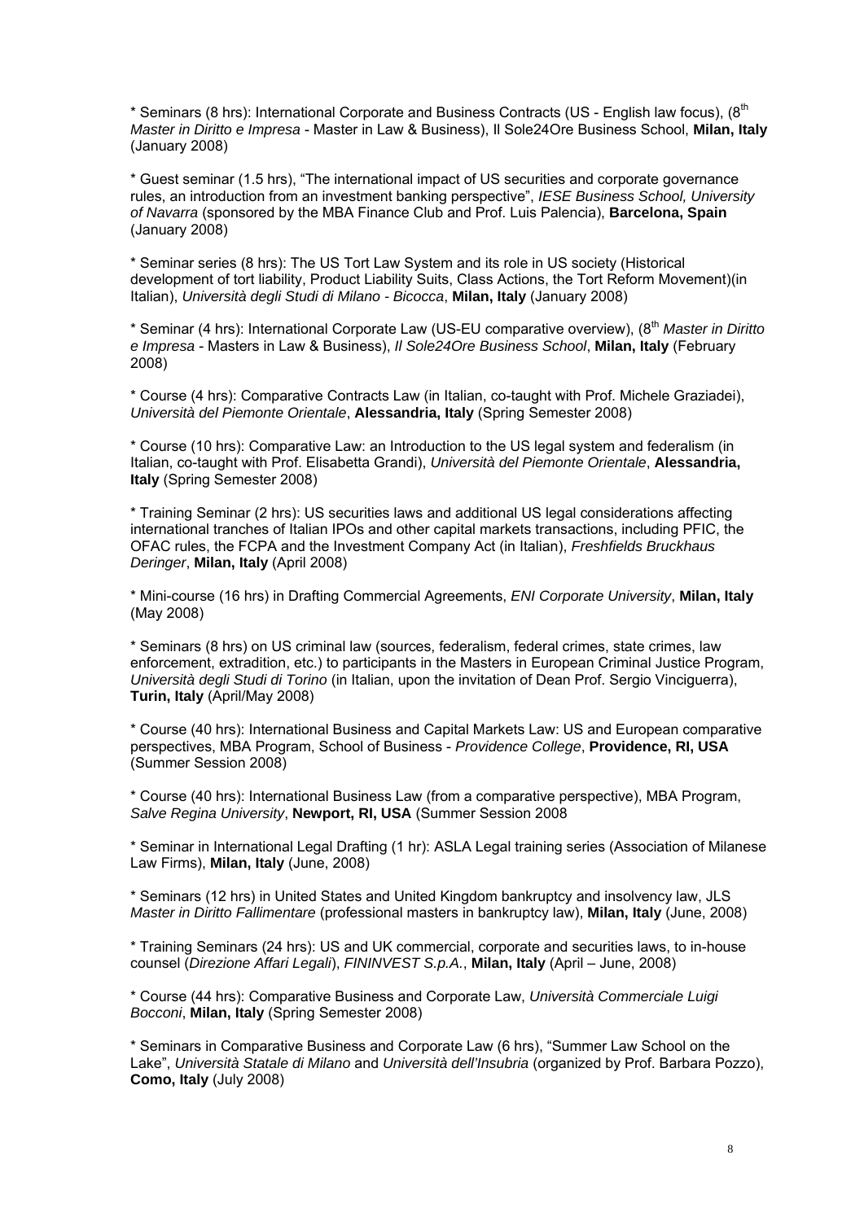* Seminars (8 hrs): International Corporate and Business Contracts (US - English law focus), (8th *Master in Diritto e Impresa* - Master in Law & Business), Il Sole24Ore Business School, **Milan, Italy** (January 2008)

* Guest seminar (1.5 hrs), "The international impact of US securities and corporate governance rules, an introduction from an investment banking perspective", *IESE Business School, University of Navarra* (sponsored by the MBA Finance Club and Prof. Luis Palencia), **Barcelona, Spain** (January 2008)

* Seminar series (8 hrs): The US Tort Law System and its role in US society (Historical development of tort liability, Product Liability Suits, Class Actions, the Tort Reform Movement)(in Italian), *Università degli Studi di Milano - Bicocca*, **Milan, Italy** (January 2008)

* Seminar (4 hrs): International Corporate Law (US-EU comparative overview), (8th *Master in Diritto e Impresa* - Masters in Law & Business), *Il Sole24Ore Business School*, **Milan, Italy** (February 2008)

* Course (4 hrs): Comparative Contracts Law (in Italian, co-taught with Prof. Michele Graziadei), *Università del Piemonte Orientale*, **Alessandria, Italy** (Spring Semester 2008)

* Course (10 hrs): Comparative Law: an Introduction to the US legal system and federalism (in Italian, co-taught with Prof. Elisabetta Grandi), *Università del Piemonte Orientale*, **Alessandria, Italy** (Spring Semester 2008)

* Training Seminar (2 hrs): US securities laws and additional US legal considerations affecting international tranches of Italian IPOs and other capital markets transactions, including PFIC, the OFAC rules, the FCPA and the Investment Company Act (in Italian), *Freshfields Bruckhaus Deringer*, **Milan, Italy** (April 2008)

* Mini-course (16 hrs) in Drafting Commercial Agreements, *ENI Corporate University*, **Milan, Italy** (May 2008)

* Seminars (8 hrs) on US criminal law (sources, federalism, federal crimes, state crimes, law enforcement, extradition, etc.) to participants in the Masters in European Criminal Justice Program, *Università degli Studi di Torino* (in Italian, upon the invitation of Dean Prof. Sergio Vinciguerra), **Turin, Italy** (April/May 2008)

* Course (40 hrs): International Business and Capital Markets Law: US and European comparative perspectives, MBA Program, School of Business - *Providence College*, **Providence, RI, USA** (Summer Session 2008)

* Course (40 hrs): International Business Law (from a comparative perspective), MBA Program, *Salve Regina University*, **Newport, RI, USA** (Summer Session 2008

* Seminar in International Legal Drafting (1 hr): ASLA Legal training series (Association of Milanese Law Firms), **Milan, Italy** (June, 2008)

* Seminars (12 hrs) in United States and United Kingdom bankruptcy and insolvency law, JLS *Master in Diritto Fallimentare* (professional masters in bankruptcy law), **Milan, Italy** (June, 2008)

* Training Seminars (24 hrs): US and UK commercial, corporate and securities laws, to in-house counsel (*Direzione Affari Legali*), *FININVEST S.p.A.*, **Milan, Italy** (April – June, 2008)

* Course (44 hrs): Comparative Business and Corporate Law, *Università Commerciale Luigi Bocconi*, **Milan, Italy** (Spring Semester 2008)

* Seminars in Comparative Business and Corporate Law (6 hrs), "Summer Law School on the Lake", *Università Statale di Milano* and *Università dell'Insubria* (organized by Prof. Barbara Pozzo), **Como, Italy** (July 2008)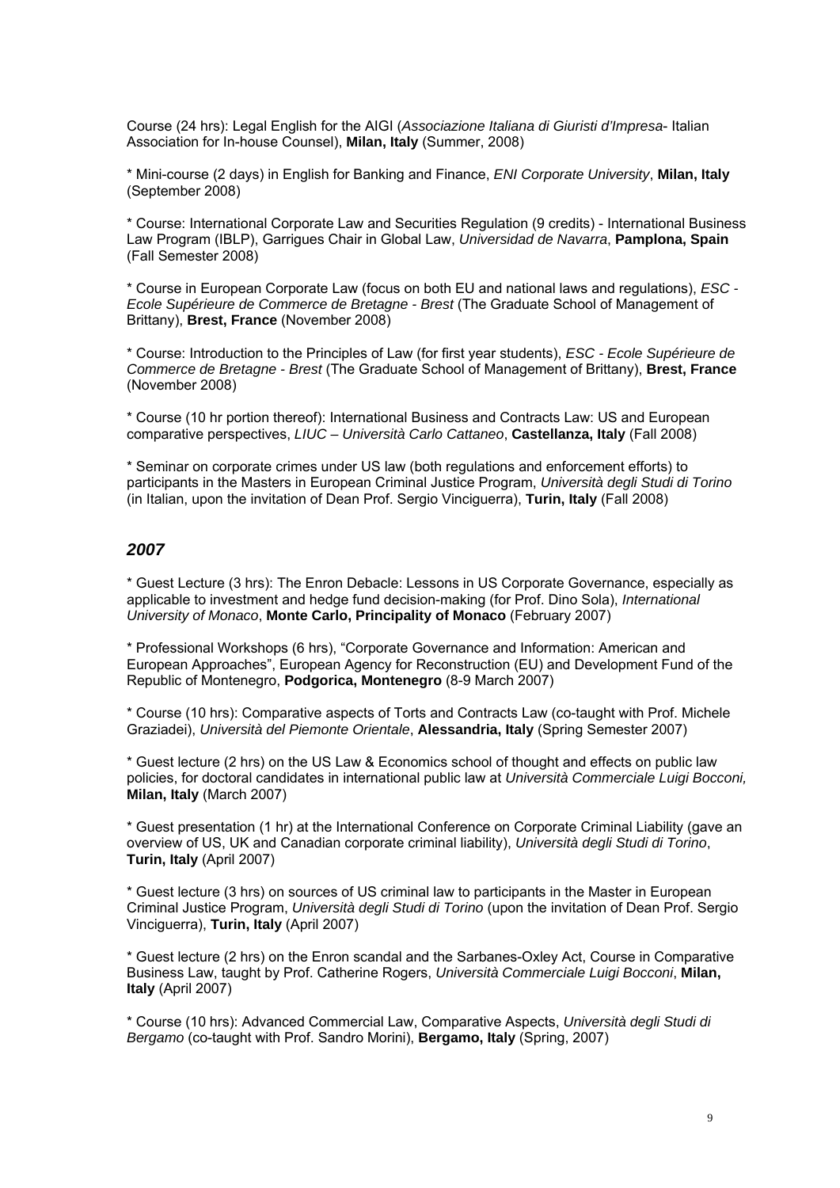Course (24 hrs): Legal English for the AIGI (*Associazione Italiana di Giuristi d'Impresa*- Italian Association for In-house Counsel), **Milan, Italy** (Summer, 2008)

* Mini-course (2 days) in English for Banking and Finance, *ENI Corporate University*, **Milan, Italy** (September 2008)

* Course: International Corporate Law and Securities Regulation (9 credits) - International Business Law Program (IBLP), Garrigues Chair in Global Law, *Universidad de Navarra*, **Pamplona, Spain** (Fall Semester 2008)

* Course in European Corporate Law (focus on both EU and national laws and regulations), *ESC - Ecole Supérieure de Commerce de Bretagne - Brest* (The Graduate School of Management of Brittany), **Brest, France** (November 2008)

* Course: Introduction to the Principles of Law (for first year students), *ESC - Ecole Supérieure de Commerce de Bretagne - Brest* (The Graduate School of Management of Brittany), **Brest, France** (November 2008)

* Course (10 hr portion thereof): International Business and Contracts Law: US and European comparative perspectives, *LIUC – Università Carlo Cattaneo*, **Castellanza, Italy** (Fall 2008)

* Seminar on corporate crimes under US law (both regulations and enforcement efforts) to participants in the Masters in European Criminal Justice Program, *Università degli Studi di Torino* (in Italian, upon the invitation of Dean Prof. Sergio Vinciguerra), **Turin, Italy** (Fall 2008)

## *2007*

* Guest Lecture (3 hrs): The Enron Debacle: Lessons in US Corporate Governance, especially as applicable to investment and hedge fund decision-making (for Prof. Dino Sola), *International University of Monaco*, **Monte Carlo, Principality of Monaco** (February 2007)

* Professional Workshops (6 hrs), "Corporate Governance and Information: American and European Approaches", European Agency for Reconstruction (EU) and Development Fund of the Republic of Montenegro, **Podgorica, Montenegro** (8-9 March 2007)

* Course (10 hrs): Comparative aspects of Torts and Contracts Law (co-taught with Prof. Michele Graziadei), *Università del Piemonte Orientale*, **Alessandria, Italy** (Spring Semester 2007)

* Guest lecture (2 hrs) on the US Law & Economics school of thought and effects on public law policies, for doctoral candidates in international public law at *Università Commerciale Luigi Bocconi,* **Milan, Italy** (March 2007)

* Guest presentation (1 hr) at the International Conference on Corporate Criminal Liability (gave an overview of US, UK and Canadian corporate criminal liability), *Università degli Studi di Torino*, **Turin, Italy** (April 2007)

* Guest lecture (3 hrs) on sources of US criminal law to participants in the Master in European Criminal Justice Program, *Università degli Studi di Torino* (upon the invitation of Dean Prof. Sergio Vinciguerra), **Turin, Italy** (April 2007)

* Guest lecture (2 hrs) on the Enron scandal and the Sarbanes-Oxley Act, Course in Comparative Business Law, taught by Prof. Catherine Rogers, *Università Commerciale Luigi Bocconi*, **Milan, Italy** (April 2007)

* Course (10 hrs): Advanced Commercial Law, Comparative Aspects, *Università degli Studi di Bergamo* (co-taught with Prof. Sandro Morini), **Bergamo, Italy** (Spring, 2007)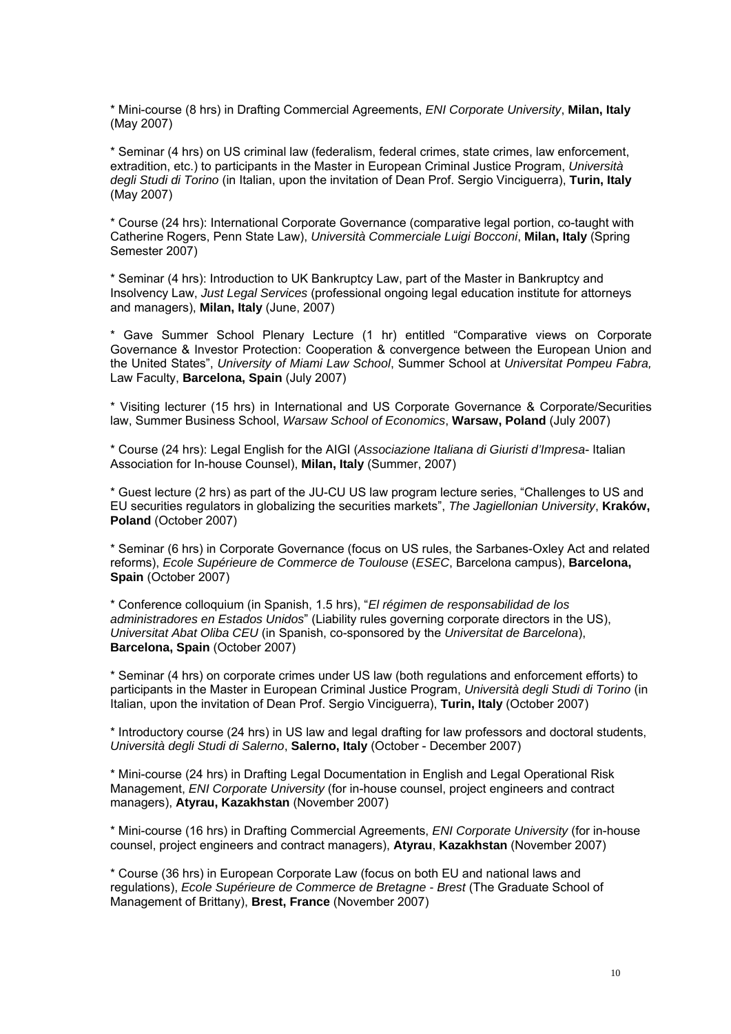* Mini-course (8 hrs) in Drafting Commercial Agreements, *ENI Corporate University*, **Milan, Italy** (May 2007)

* Seminar (4 hrs) on US criminal law (federalism, federal crimes, state crimes, law enforcement, extradition, etc.) to participants in the Master in European Criminal Justice Program, *Università degli Studi di Torino* (in Italian, upon the invitation of Dean Prof. Sergio Vinciguerra), **Turin, Italy** (May 2007)

* Course (24 hrs): International Corporate Governance (comparative legal portion, co-taught with Catherine Rogers, Penn State Law), *Università Commerciale Luigi Bocconi*, **Milan, Italy** (Spring Semester 2007)

* Seminar (4 hrs): Introduction to UK Bankruptcy Law, part of the Master in Bankruptcy and Insolvency Law, *Just Legal Services* (professional ongoing legal education institute for attorneys and managers), **Milan, Italy** (June, 2007)

* Gave Summer School Plenary Lecture (1 hr) entitled "Comparative views on Corporate Governance & Investor Protection: Cooperation & convergence between the European Union and the United States", *University of Miami Law School*, Summer School at *Universitat Pompeu Fabra,* Law Faculty, **Barcelona, Spain** (July 2007)

* Visiting lecturer (15 hrs) in International and US Corporate Governance & Corporate/Securities law, Summer Business School, *Warsaw School of Economics*, **Warsaw, Poland** (July 2007)

* Course (24 hrs): Legal English for the AIGI (*Associazione Italiana di Giuristi d'Impresa*- Italian Association for In-house Counsel), **Milan, Italy** (Summer, 2007)

* Guest lecture (2 hrs) as part of the JU-CU US law program lecture series, "Challenges to US and EU securities regulators in globalizing the securities markets", *The Jagiellonian University*, **Kraków, Poland** (October 2007)

* Seminar (6 hrs) in Corporate Governance (focus on US rules, the Sarbanes-Oxley Act and related reforms), *Ecole Supérieure de Commerce de Toulouse* (*ESEC*, Barcelona campus), **Barcelona, Spain** (October 2007)

* Conference colloquium (in Spanish, 1.5 hrs), "*El régimen de responsabilidad de los administradores en Estados Unidos*" (Liability rules governing corporate directors in the US), *Universitat Abat Oliba CEU* (in Spanish, co-sponsored by the *Universitat de Barcelona*), **Barcelona, Spain** (October 2007)

* Seminar (4 hrs) on corporate crimes under US law (both regulations and enforcement efforts) to participants in the Master in European Criminal Justice Program, *Università degli Studi di Torino* (in Italian, upon the invitation of Dean Prof. Sergio Vinciguerra), **Turin, Italy** (October 2007)

* Introductory course (24 hrs) in US law and legal drafting for law professors and doctoral students, *Università degli Studi di Salerno*, **Salerno, Italy** (October - December 2007)

* Mini-course (24 hrs) in Drafting Legal Documentation in English and Legal Operational Risk Management, *ENI Corporate University* (for in-house counsel, project engineers and contract managers), **Atyrau, Kazakhstan** (November 2007)

* Mini-course (16 hrs) in Drafting Commercial Agreements, *ENI Corporate University* (for in-house counsel, project engineers and contract managers), **Atyrau**, **Kazakhstan** (November 2007)

* Course (36 hrs) in European Corporate Law (focus on both EU and national laws and regulations), *Ecole Supérieure de Commerce de Bretagne - Brest* (The Graduate School of Management of Brittany), **Brest, France** (November 2007)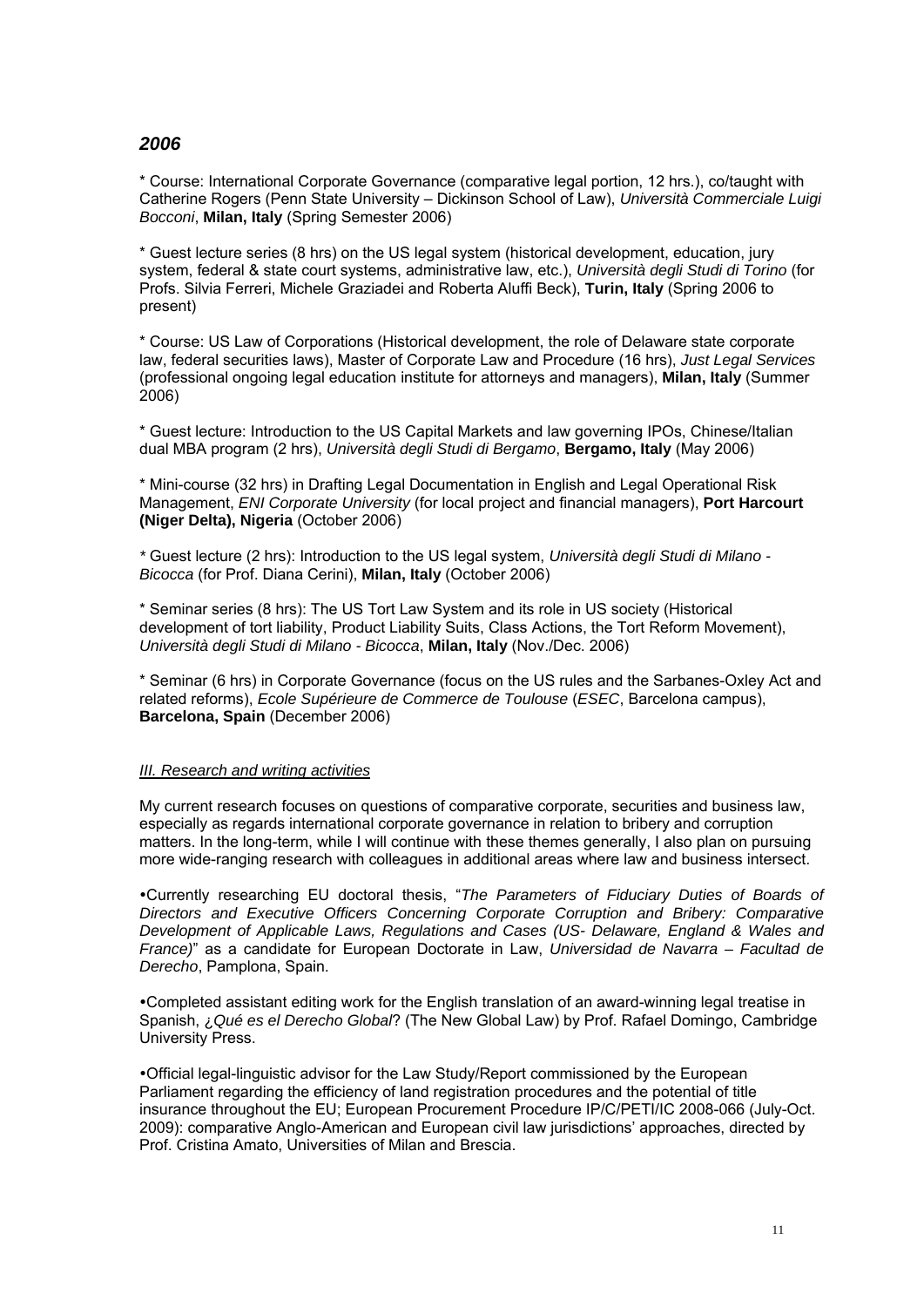## *2006*

* Course: International Corporate Governance (comparative legal portion, 12 hrs.), co/taught with Catherine Rogers (Penn State University – Dickinson School of Law), *Università Commerciale Luigi Bocconi*, **Milan, Italy** (Spring Semester 2006)

* Guest lecture series (8 hrs) on the US legal system (historical development, education, jury system, federal & state court systems, administrative law, etc.), *Università degli Studi di Torino* (for Profs. Silvia Ferreri, Michele Graziadei and Roberta Aluffi Beck), **Turin, Italy** (Spring 2006 to present)

* Course: US Law of Corporations (Historical development, the role of Delaware state corporate law, federal securities laws), Master of Corporate Law and Procedure (16 hrs), *Just Legal Services* (professional ongoing legal education institute for attorneys and managers), **Milan, Italy** (Summer 2006)

* Guest lecture: Introduction to the US Capital Markets and law governing IPOs, Chinese/Italian dual MBA program (2 hrs), *Università degli Studi di Bergamo*, **Bergamo, Italy** (May 2006)

* Mini-course (32 hrs) in Drafting Legal Documentation in English and Legal Operational Risk Management, *ENI Corporate University* (for local project and financial managers), **Port Harcourt (Niger Delta), Nigeria** (October 2006)

* Guest lecture (2 hrs): Introduction to the US legal system, *Università degli Studi di Milano - Bicocca* (for Prof. Diana Cerini), **Milan, Italy** (October 2006)

* Seminar series (8 hrs): The US Tort Law System and its role in US society (Historical development of tort liability, Product Liability Suits, Class Actions, the Tort Reform Movement), *Università degli Studi di Milano - Bicocca*, **Milan, Italy** (Nov./Dec. 2006)

* Seminar (6 hrs) in Corporate Governance (focus on the US rules and the Sarbanes-Oxley Act and related reforms), *Ecole Supérieure de Commerce de Toulouse* (*ESEC*, Barcelona campus), **Barcelona, Spain** (December 2006)

### *III. Research and writing activities*

My current research focuses on questions of comparative corporate, securities and business law, especially as regards international corporate governance in relation to bribery and corruption matters. In the long-term, while I will continue with these themes generally, I also plan on pursuing more wide-ranging research with colleagues in additional areas where law and business intersect.

- Currently researching EU doctoral thesis, "*The Parameters of Fiduciary Duties of Boards of Directors and Executive Officers Concerning Corporate Corruption and Bribery: Comparative Development of Applicable Laws, Regulations and Cases (US- Delaware, England & Wales and France)*" as a candidate for European Doctorate in Law, *Universidad de Navarra – Facultad de Derecho*, Pamplona, Spain.

- Completed assistant editing work for the English translation of an award-winning legal treatise in Spanish, *¿Qué es el Derecho Global*? (The New Global Law) by Prof. Rafael Domingo, Cambridge University Press.

- Official legal-linguistic advisor for the Law Study/Report commissioned by the European Parliament regarding the efficiency of land registration procedures and the potential of title insurance throughout the EU; European Procurement Procedure IP/C/PETI/IC 2008-066 (July-Oct. 2009): comparative Anglo-American and European civil law jurisdictions' approaches, directed by Prof. Cristina Amato, Universities of Milan and Brescia.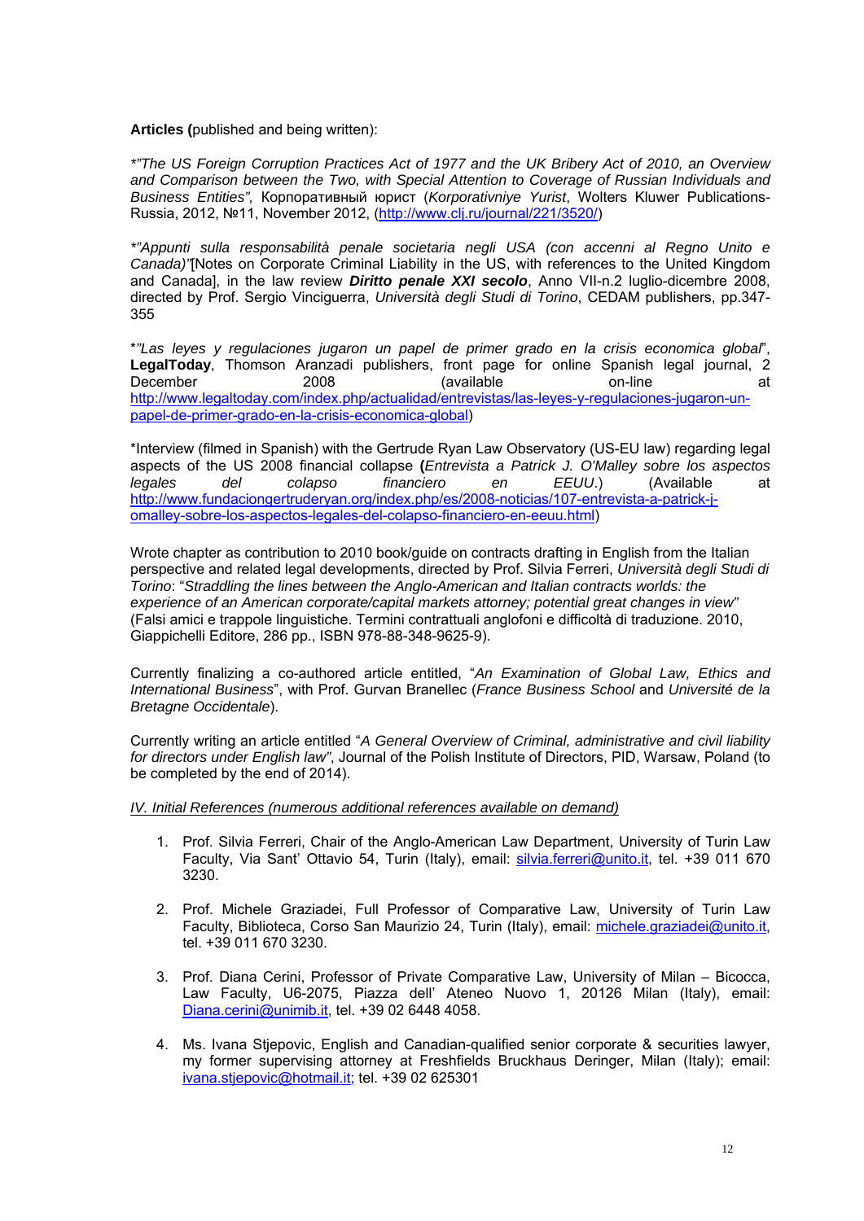**Articles (**published and being written):

*"*The US Foreign Corruption Practices Act of 1977 and the UK Bribery Act of 2010, an Overview and Comparison between the Two, with Special Attention to Coverage of Russian Individuals and Business Entities",* Корпоративный юрист (*Korporativniye Yurist*, Wolters Kluwer Publications-Russia, 2012, №11, November 2012, (http://www.clj.ru/journal/221/3520/)

*"*Appunti sulla responsabilità penale societaria negli USA (con accenni al Regno Unito e Canada)"*[Notes on Corporate Criminal Liability in the US, with references to the United Kingdom and Canada], in the law review ***Diritto penale XXI secolo***, Anno VII-n.2 luglio-dicembre 2008, directed by Prof. Sergio Vinciguerra, *Università degli Studi di Torino*, CEDAM publishers, pp.347-355

*"*Las leyes y regulaciones jugaron un papel de primer grado en la crisis economica global*", **LegalToday**, Thomson Aranzadi publishers, front page for online Spanish legal journal, 2 December 2008 (available on-line at http://www.legaltoday.com/index.php/actualidad/entrevistas/las-leyes-y-regulaciones-jugaron-un-papel-de-primer-grado-en-la-crisis-economica-global)

*Interview (filmed in Spanish) with the Gertrude Ryan Law Observatory (US-EU law) regarding legal aspects of the US 2008 financial collapse **(***Entrevista a Patrick J. O'Malley sobre los aspectos legales del colapso financiero en EEUU.*) (Available at http://www.fundaciongertruderyan.org/index.php/es/2008-noticias/107-entrevista-a-patrick-j-omalley-sobre-los-aspectos-legales-del-colapso-financiero-en-eeuu.html)

Wrote chapter as contribution to 2010 book/guide on contracts drafting in English from the Italian perspective and related legal developments, directed by Prof. Silvia Ferreri, *Università degli Studi di Torino*: "*Straddling the lines between the Anglo-American and Italian contracts worlds: the experience of an American corporate/capital markets attorney; potential great changes in view*" (Falsi amici e trappole linguistiche. Termini contrattuali anglofoni e difficoltà di traduzione. 2010, Giappichelli Editore, 286 pp., ISBN 978-88-348-9625-9).

Currently finalizing a co-authored article entitled, "*An Examination of Global Law, Ethics and International Business*", with Prof. Gurvan Branellec (*France Business School* and *Université de la Bretagne Occidentale*).

Currently writing an article entitled "*A General Overview of Criminal, administrative and civil liability for directors under English law*", Journal of the Polish Institute of Directors, PID, Warsaw, Poland (to be completed by the end of 2014).

*IV. Initial References (numerous additional references available on demand)*

1. Prof. Silvia Ferreri, Chair of the Anglo-American Law Department, University of Turin Law Faculty, Via Sant' Ottavio 54, Turin (Italy), email: silvia.ferreri@unito.it, tel. +39 011 670 3230.

2. Prof. Michele Graziadei, Full Professor of Comparative Law, University of Turin Law Faculty, Biblioteca, Corso San Maurizio 24, Turin (Italy), email: michele.graziadei@unito.it, tel. +39 011 670 3230.

3. Prof. Diana Cerini, Professor of Private Comparative Law, University of Milan – Bicocca, Law Faculty, U6-2075, Piazza dell' Ateneo Nuovo 1, 20126 Milan (Italy), email: Diana.cerini@unimib.it, tel. +39 02 6448 4058.

4. Ms. Ivana Stjepovic, English and Canadian-qualified senior corporate & securities lawyer, my former supervising attorney at Freshfields Bruckhaus Deringer, Milan (Italy); email: ivana.stjepovic@hotmail.it; tel. +39 02 625301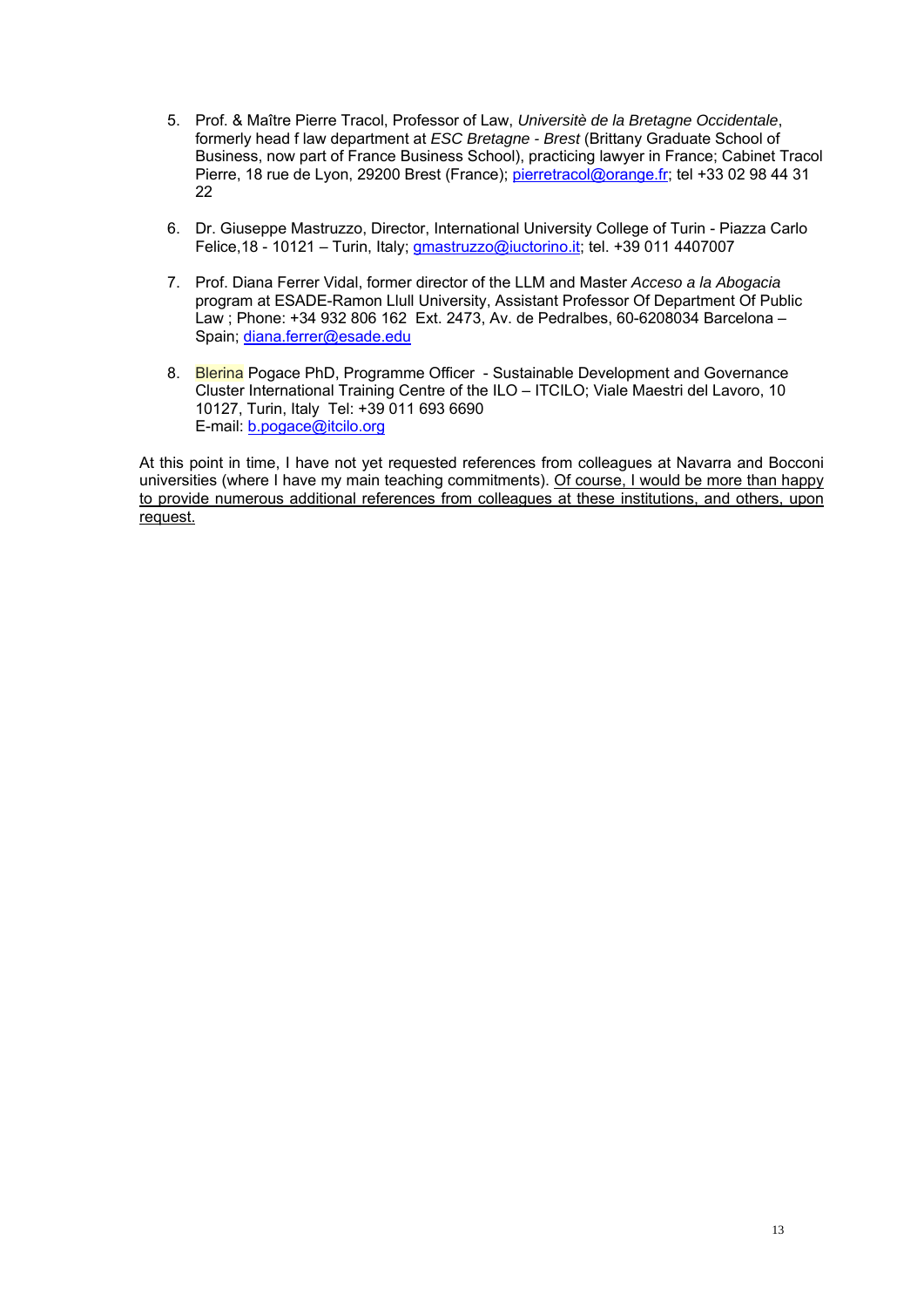5. Prof. & Maître Pierre Tracol, Professor of Law, *Universitè de la Bretagne Occidentale*, formerly head f law department at *ESC Bretagne - Brest* (Brittany Graduate School of Business, now part of France Business School), practicing lawyer in France; Cabinet Tracol Pierre, 18 rue de Lyon, 29200 Brest (France); pierretracol@orange.fr; tel +33 02 98 44 31 22

6. Dr. Giuseppe Mastruzzo, Director, International University College of Turin - Piazza Carlo Felice,18 - 10121 – Turin, Italy; gmastruzzo@iuctorino.it; tel. +39 011 4407007

7. Prof. Diana Ferrer Vidal, former director of the LLM and Master *Acceso a la Abogacia* program at ESADE-Ramon Llull University, Assistant Professor Of Department Of Public Law ; Phone: +34 932 806 162 Ext. 2473, Av. de Pedralbes, 60-6208034 Barcelona – Spain; diana.ferrer@esade.edu

8. Blerina Pogace PhD, Programme Officer - Sustainable Development and Governance Cluster International Training Centre of the ILO – ITCILO; Viale Maestri del Lavoro, 10 10127, Turin, Italy Tel: +39 011 693 6690
   E-mail: b.pogace@itcilo.org

At this point in time, I have not yet requested references from colleagues at Navarra and Bocconi universities (where I have my main teaching commitments). Of course, I would be more than happy to provide numerous additional references from colleagues at these institutions, and others, upon request.